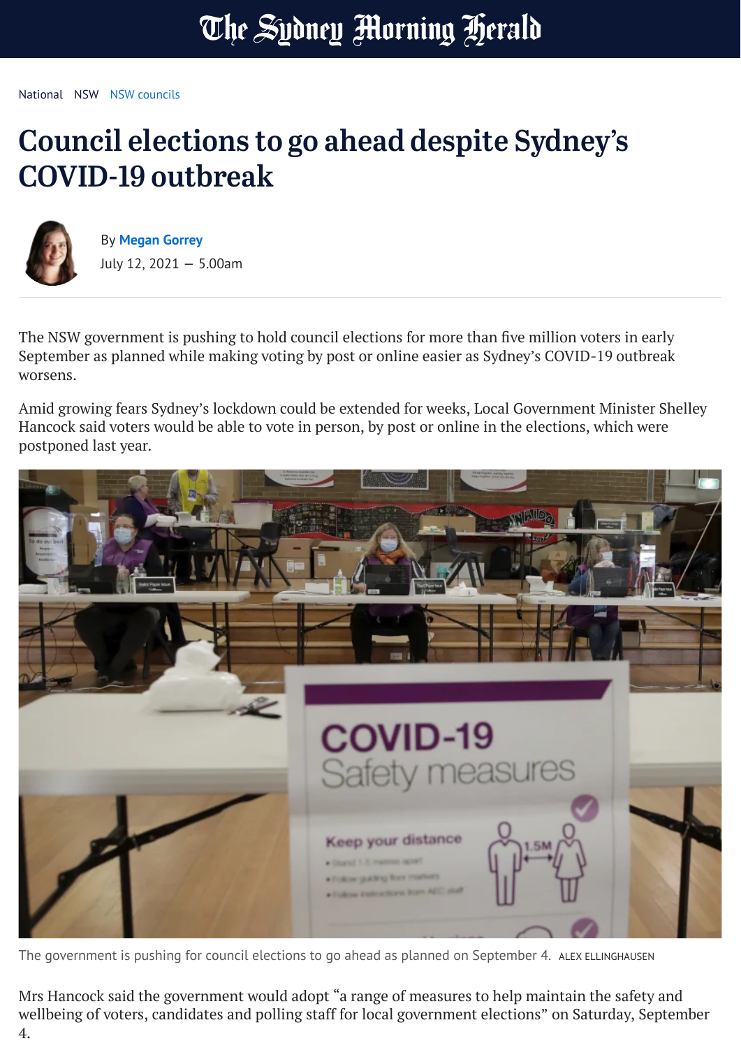The Sydney Morning Herald

National NSW NSW councils

# Council elections to go ahead despite Sydney's COVID-19 outbreak

By Megan Gorrey
July 12, 2021 — 5.00am

The NSW government is pushing to hold council elections for more than five million voters in early September as planned while making voting by post or online easier as Sydney's COVID-19 outbreak worsens.

Amid growing fears Sydney's lockdown could be extended for weeks, Local Government Minister Shelley Hancock said voters would be able to vote in person, by post or online in the elections, which were postponed last year.

The government is pushing for council elections to go ahead as planned on September 4. ALEX ELLINGHAUSEN

Mrs Hancock said the government would adopt "a range of measures to help maintain the safety and wellbeing of voters, candidates and polling staff for local government elections" on Saturday, September 4.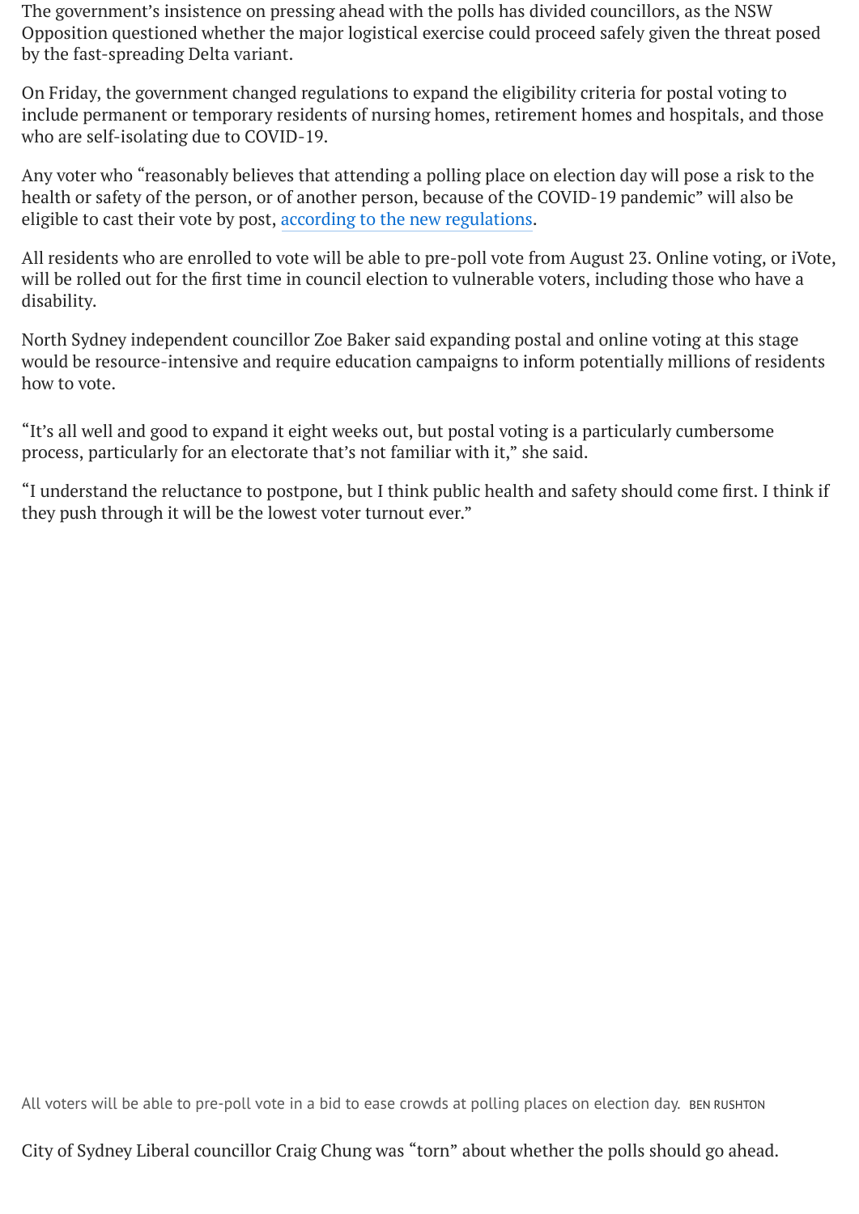The government's insistence on pressing ahead with the polls has divided councillors, as the NSW Opposition questioned whether the major logistical exercise could proceed safely given the threat posed by the fast-spreading Delta variant.

On Friday, the government changed regulations to expand the eligibility criteria for postal voting to include permanent or temporary residents of nursing homes, retirement homes and hospitals, and those who are self-isolating due to COVID-19.

Any voter who "reasonably believes that attending a polling place on election day will pose a risk to the health or safety of the person, or of another person, because of the COVID-19 pandemic" will also be eligible to cast their vote by post, according to the new regulations.

All residents who are enrolled to vote will be able to pre-poll vote from August 23. Online voting, or iVote, will be rolled out for the first time in council election to vulnerable voters, including those who have a disability.

North Sydney independent councillor Zoe Baker said expanding postal and online voting at this stage would be resource-intensive and require education campaigns to inform potentially millions of residents how to vote.

"It's all well and good to expand it eight weeks out, but postal voting is a particularly cumbersome process, particularly for an electorate that's not familiar with it," she said.

"I understand the reluctance to postpone, but I think public health and safety should come first. I think if they push through it will be the lowest voter turnout ever."

All voters will be able to pre-poll vote in a bid to ease crowds at polling places on election day. BEN RUSHTON

City of Sydney Liberal councillor Craig Chung was "torn" about whether the polls should go ahead.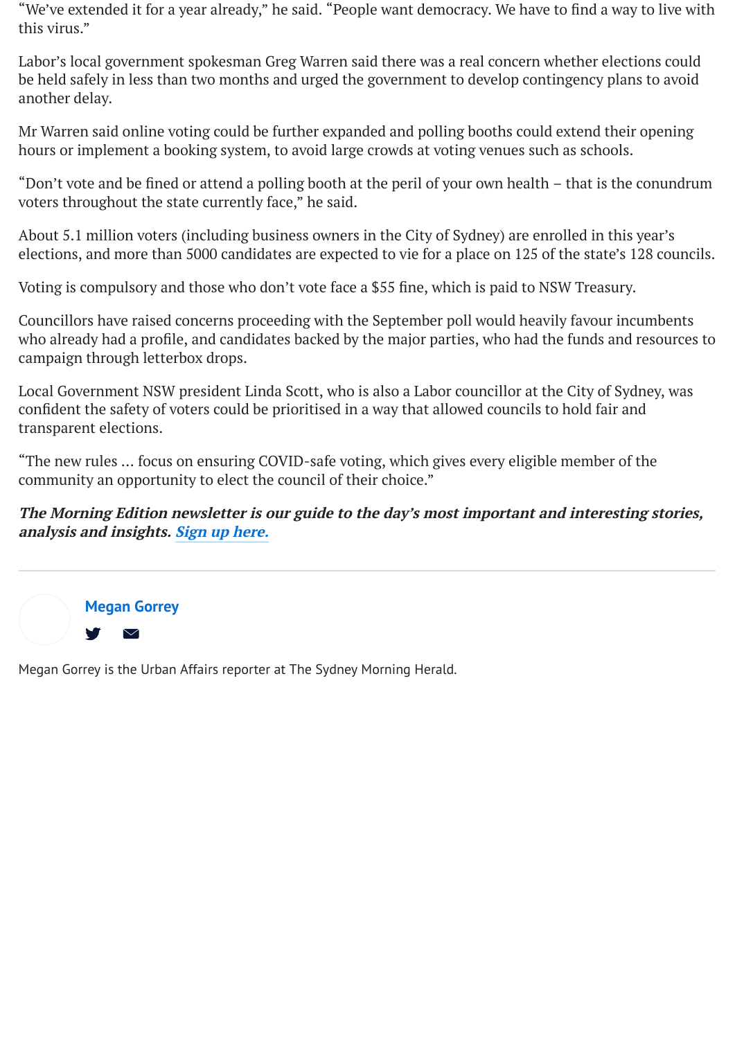"We've extended it for a year already," he said. "People want democracy. We have to find a way to live with this virus."

Labor's local government spokesman Greg Warren said there was a real concern whether elections could be held safely in less than two months and urged the government to develop contingency plans to avoid another delay.

Mr Warren said online voting could be further expanded and polling booths could extend their opening hours or implement a booking system, to avoid large crowds at voting venues such as schools.

"Don't vote and be fined or attend a polling booth at the peril of your own health – that is the conundrum voters throughout the state currently face," he said.

About 5.1 million voters (including business owners in the City of Sydney) are enrolled in this year's elections, and more than 5000 candidates are expected to vie for a place on 125 of the state's 128 councils.

Voting is compulsory and those who don't vote face a $55 fine, which is paid to NSW Treasury.

Councillors have raised concerns proceeding with the September poll would heavily favour incumbents who already had a profile, and candidates backed by the major parties, who had the funds and resources to campaign through letterbox drops.

Local Government NSW president Linda Scott, who is also a Labor councillor at the City of Sydney, was confident the safety of voters could be prioritised in a way that allowed councils to hold fair and transparent elections.

"The new rules ... focus on ensuring COVID-safe voting, which gives every eligible member of the community an opportunity to elect the council of their choice."

***The Morning Edition newsletter is our guide to the day's most important and interesting stories, analysis and insights. Sign up here.***

---

**Megan Gorrey**

Megan Gorrey is the Urban Affairs reporter at The Sydney Morning Herald.